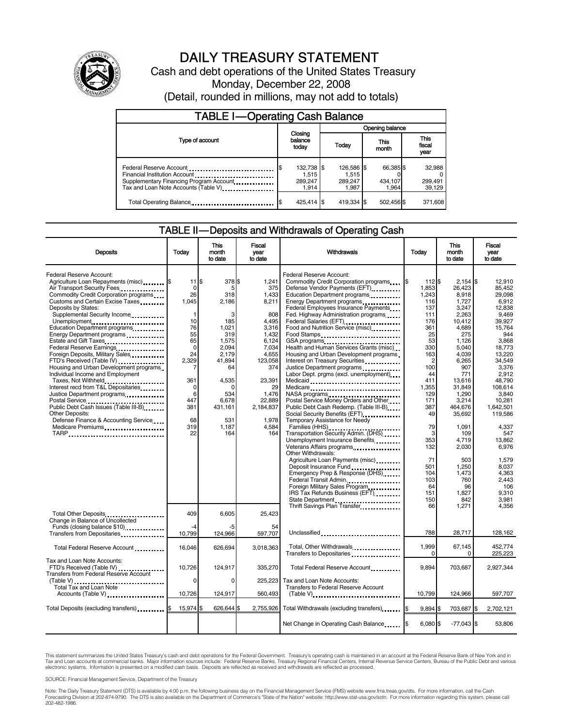# DAILY TREASURY STATEMENT

Cash and debt operations of the United States Treasury

Monday, December 22, 2008

(Detail, rounded in millions, may not add to totals)

## TABLE I—Operating Cash Balance

| Type of account | Closing balance today | Opening balance Today | Opening balance This month | Opening balance This fiscal year |
|---|---|---|---|---|
| Federal Reserve Account | $ 132,738 | $ 126,586 | $ 66,385 | $ 32,988 |
| Financial Institution Account | 1,515 | 1,515 | 0 | 0 |
| Supplementary Financing Program Account | 289,247 | 289,247 | 434,107 | 299,491 |
| Tax and Loan Note Accounts (Table V) | 1,914 | 1,987 | 1,964 | 39,129 |
| Total Operating Balance | $ 425,414 | $ 419,334 | $ 502,456 | $ 371,608 |

## TABLE II—Deposits and Withdrawals of Operating Cash

| Deposits | Today | This month to date | Fiscal year to date |
|---|---|---|---|
| Federal Reserve Account: | | | |
| Agriculture Loan Repayments (misc) | $ 11 | $ 378 | $ 1,241 |
| Air Transport Security Fees | 0 | 5 | 375 |
| Commodity Credit Corporation programs | 26 | 318 | 1,433 |
| Customs and Certain Excise Taxes | 1,045 | 2,186 | 8,211 |
| Deposits by States: | | | |
| Supplemental Security Income | 1 | 3 | 808 |
| Unemployment | 10 | 185 | 4,495 |
| Education Department programs | 76 | 1,021 | 3,316 |
| Energy Department programs | 55 | 319 | 1,432 |
| Estate and Gift Taxes | 65 | 1,575 | 6,124 |
| Federal Reserve Earnings | 0 | 2,094 | 7,034 |
| Foreign Deposits, Military Sales | 24 | 2,179 | 4,655 |
| FTD's Received (Table IV) | 2,329 | 41,894 | 123,058 |
| Housing and Urban Development programs | 7 | 64 | 374 |
| Individual Income and Employment Taxes, Not Withheld | 361 | 4,535 | 23,391 |
| Interest recd from T&L Depositaries | 0 | 0 | 29 |
| Justice Department programs | 6 | 534 | 1,476 |
| Postal Service | 447 | 6,678 | 22,889 |
| Public Debt Cash Issues (Table III-B) | 381 | 431,161 | 2,184,837 |
| Other Deposits: | | | |
| Defense Finance & Accounting Service | 68 | 531 | 1,978 |
| Medicare Premiums | 319 | 1,187 | 4,584 |
| TARP | 22 | 164 | 164 |
| Total Other Deposits | 409 | 6,605 | 25,423 |
| Change in Balance of Uncollected Funds (closing balance $10) | -4 | -5 | 54 |
| Transfers from Depositaries | 10,799 | 124,966 | 597,707 |
| Total Federal Reserve Account | 16,046 | 626,694 | 3,018,363 |
| Tax and Loan Note Accounts: | | | |
| FTD's Received (Table IV) | 10,726 | 124,917 | 335,270 |
| Transfers from Federal Reserve Account (Table V) | 0 | 0 | 225,223 |
| Total Tax and Loan Note Accounts (Table V) | 10,726 | 124,917 | 560,493 |
| Total Deposits (excluding transfers) | $ 15,974 | $ 626,644 | $ 2,755,926 |

| Withdrawals | Today | This month to date | Fiscal year to date |
|---|---|---|---|
| Federal Reserve Account: | | | |
| Commodity Credit Corporation programs | $ 112 | $ 2,154 | $ 12,910 |
| Defense Vendor Payments (EFT) | 1,853 | 26,423 | 85,452 |
| Education Department programs | 1,243 | 8,918 | 29,098 |
| Energy Department programs | 116 | 1,727 | 6,912 |
| Federal Employees Insurance Payments | 137 | 3,247 | 12,838 |
| Fed. Highway Administration programs | 111 | 2,263 | 9,469 |
| Federal Salaries (EFT) | 176 | 10,412 | 39,927 |
| Food and Nutrition Service (misc) | 361 | 4,689 | 15,764 |
| Food Stamps | 25 | 275 | 944 |
| GSA programs | 53 | 1,126 | 3,868 |
| Health and Human Services Grants (misc) | 330 | 5,040 | 18,773 |
| Housing and Urban Development programs | 163 | 4,039 | 13,220 |
| Interest on Treasury Securities | 2 | 6,265 | 34,549 |
| Justice Department programs | 100 | 907 | 3,376 |
| Labor Dept. prgms (excl. unemployment) | 44 | 771 | 2,912 |
| Medicaid | 411 | 13,616 | 48,790 |
| Medicare | 1,355 | 31,849 | 108,614 |
| NASA programs | 129 | 1,290 | 3,840 |
| Postal Service Money Orders and Other | 171 | 3,214 | 10,281 |
| Public Debt Cash Redemp. (Table III-B) | 387 | 464,676 | 1,642,501 |
| Social Security Benefits (EFT) | 49 | 35,692 | 119,586 |
| Temporary Assistance for Needy Families (HHS) | 79 | 1,091 | 4,337 |
| Transportation Security Admin. (DHS) | 3 | 109 | 547 |
| Unemployment Insurance Benefits | 353 | 4,719 | 13,862 |
| Veterans Affairs programs | 132 | 2,030 | 6,976 |
| Other Withdrawals: | | | |
| Agriculture Loan Payments (misc) | 71 | 503 | 1,579 |
| Deposit Insurance Fund | 501 | 1,250 | 8,037 |
| Emergency Prep & Response (DHS) | 104 | 1,473 | 4,363 |
| Federal Transit Admin. | 103 | 760 | 2,443 |
| Foreign Military Sales Program | 64 | 96 | 106 |
| IRS Tax Refunds Business (EFT) | 151 | 1,827 | 9,310 |
| State Department | 150 | 842 | 3,981 |
| Thrift Savings Plan Transfer | 66 | 1,271 | 4,356 |
| Unclassified | 788 | 28,717 | 128,162 |
| Total, Other Withdrawals | 1,999 | 67,145 | 452,774 |
| Transfers to Depositaries | 0 | 0 | 225,223 |
| Total Federal Reserve Account | 9,894 | 703,687 | 2,927,344 |
| Tax and Loan Note Accounts: | | | |
| Transfers to Federal Reserve Account (Table V) | 10,799 | 124,966 | 597,707 |
| Total Withdrawals (excluding transfers) | $ 9,894 | $ 703,687 | $ 2,702,121 |
| Net Change in Operating Cash Balance | $ 6,080 | $ -77,043 | $ 53,806 |

This statement summarizes the United States Treasury's cash and debt operations for the Federal Government. Treasury's operating cash is maintained in an account at the Federal Reserve Bank of New York and in Tax and Loan accounts at commercial banks. Major information sources include: Federal Reserve Banks, Treasury Regional Financial Centers, Internal Revenue Service Centers, Bureau of the Public Debt and various electronic systems. Information is presented on a modified cash basis. Deposits are reflected as received and withdrawals are reflected as processed.

SOURCE: Financial Management Service, Department of the Treasury

Note: The Daily Treasury Statement (DTS) is available by 4:00 p.m. the following business day on the Financial Management Service (FMS) website www.fms.treas.gov/dts. For more information, call the Cash Forecasting Division at 202-874-9790. The DTS is also available on the Department of Commerce's "State of the Nation" website: http://www.stat-usa.gov/sotn. For more information regarding this system, please call 202-482-1986.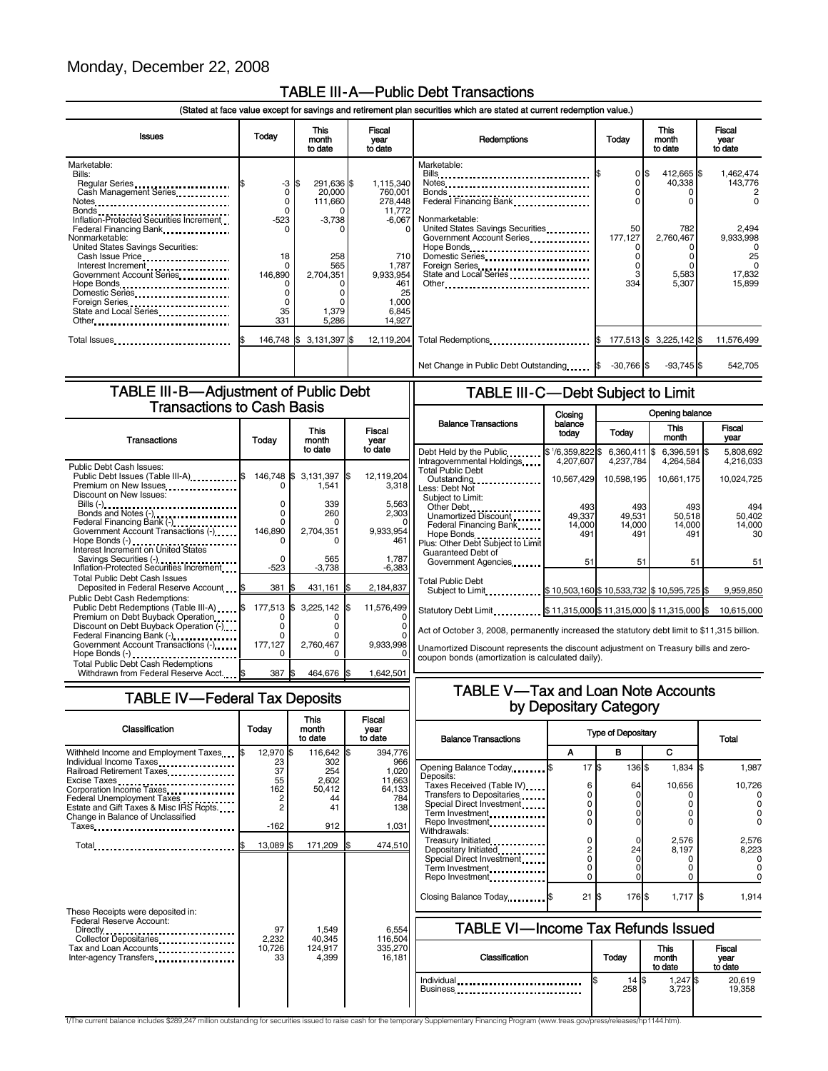Monday, December 22, 2008

## TABLE III-A—Public Debt Transactions

(Stated at face value except for savings and retirement plan securities which are stated at current redemption value.)

| Issues | Today | This month to date | Fiscal year to date |
|---|---|---|---|
| Marketable: | | | |
| Bills: | | | |
| Regular Series | $ -3 | $ 291,636 | $ 1,115,340 |
| Cash Management Series | 0 | 20,000 | 760,001 |
| Notes | 0 | 111,660 | 278,448 |
| Bonds | 0 | 0 | 11,772 |
| Inflation-Protected Securities Increment | -523 | -3,738 | -6,067 |
| Federal Financing Bank | 0 | 0 | 0 |
| Nonmarketable: | | | |
| United States Savings Securities: | | | |
| Cash Issue Price | 18 | 258 | 710 |
| Interest Increment | 0 | 565 | 1,787 |
| Government Account Series | 146,890 | 2,704,351 | 9,933,954 |
| Hope Bonds | 0 | 0 | 461 |
| Domestic Series | 0 | 0 | 25 |
| Foreign Series | 0 | 0 | 1,000 |
| State and Local Series | 35 | 1,379 | 6,845 |
| Other | 331 | 5,286 | 14,927 |
| Total Issues | $ 146,748 | $ 3,131,397 | $ 12,119,204 |

| Redemptions | Today | This month to date | Fiscal year to date |
|---|---|---|---|
| Marketable: | | | |
| Bills | $ 0 | $ 412,665 | $ 1,462,474 |
| Notes | 0 | 40,338 | 143,776 |
| Bonds | 0 | 0 | 2 |
| Federal Financing Bank | 0 | 0 | 0 |
| Nonmarketable: | | | |
| United States Savings Securities | 50 | 782 | 2,494 |
| Government Account Series | 177,127 | 2,760,467 | 9,933,998 |
| Hope Bonds | 0 | 0 | 0 |
| Domestic Series | 0 | 0 | 25 |
| Foreign Series | 0 | 0 | 0 |
| State and Local Series | 3 | 5,583 | 17,832 |
| Other | 334 | 5,307 | 15,899 |
| Total Redemptions | $ 177,513 | $ 3,225,142 | $ 11,576,499 |
| Net Change in Public Debt Outstanding | $ -30,766 | $ -93,745 | $ 542,705 |

## TABLE III-B—Adjustment of Public Debt Transactions to Cash Basis

| Transactions | Today | This month to date | Fiscal year to date |
|---|---|---|---|
| Public Debt Cash Issues: | | | |
| Public Debt Issues (Table III-A) | $ 146,748 | $ 3,131,397 | $ 12,119,204 |
| Premium on New Issues | 0 | 1,541 | 3,318 |
| Discount on New Issues: | | | |
| Bills (-) | 0 | 339 | 5,563 |
| Bonds and Notes (-) | 0 | 260 | 2,303 |
| Federal Financing Bank (-) | 0 | 0 | 0 |
| Government Account Transactions (-) | 146,890 | 2,704,351 | 9,933,954 |
| Hope Bonds (-) | 0 | 0 | 461 |
| Interest Increment on United States Savings Securities (-) | 0 | 565 | 1,787 |
| Inflation-Protected Securities Increment | -523 | -3,738 | -6,383 |
| Total Public Debt Cash Issues Deposited in Federal Reserve Account | $ 381 | $ 431,161 | $ 2,184,837 |
| Public Debt Cash Redemptions: | | | |
| Public Debt Redemptions (Table III-A) | $ 177,513 | $ 3,225,142 | $ 11,576,499 |
| Premium on Debt Buyback Operation | 0 | 0 | 0 |
| Discount on Debt Buyback Operation (-) | 0 | 0 | 0 |
| Federal Financing Bank (-) | 0 | 0 | 0 |
| Government Account Transactions (-) | 177,127 | 2,760,467 | 9,933,998 |
| Hope Bonds (-) | 0 | 0 | 0 |
| Total Public Debt Cash Redemptions Withdrawn from Federal Reserve Acct. | $ 387 | $ 464,676 | $ 1,642,501 |

## TABLE III-C—Debt Subject to Limit

| Balance Transactions | Closing balance today | Opening balance Today | Opening balance This month | Opening balance Fiscal year |
|---|---|---|---|---|
| Debt Held by the Public | $ [1]/6,359,822 | $ 6,360,411 | $ 6,396,591 | $ 5,808,692 |
| Intragovernmental Holdings | 4,207,607 | 4,237,784 | 4,264,584 | 4,216,033 |
| Total Public Debt Outstanding | 10,567,429 | 10,598,195 | 10,661,175 | 10,024,725 |
| Less: Debt Not Subject to Limit: | | | | |
| Other Debt | 493 | 493 | 493 | 494 |
| Unamortized Discount | 49,337 | 49,531 | 50,518 | 50,402 |
| Federal Financing Bank | 14,000 | 14,000 | 14,000 | 14,000 |
| Hope Bonds | 491 | 491 | 491 | 30 |
| Plus: Other Debt Subject to Limit | | | | |
| Guaranteed Debt of Government Agencies | 51 | 51 | 51 | 51 |
| Total Public Debt Subject to Limit | $ 10,503,160 | $ 10,533,732 | $ 10,595,725 | $ 9,959,850 |
| Statutory Debt Limit | $ 11,315,000 | $ 11,315,000 | $ 11,315,000 | $ 10,615,000 |

Act of October 3, 2008, permanently increased the statutory debt limit to $11,315 billion.

Unamortized Discount represents the discount adjustment on Treasury bills and zero-coupon bonds (amortization is calculated daily).

## TABLE IV—Federal Tax Deposits

| Classification | Today | This month to date | Fiscal year to date |
|---|---|---|---|
| Withheld Income and Employment Taxes | $ 12,970 | $ 116,642 | $ 394,776 |
| Individual Income Taxes | 23 | 302 | 966 |
| Railroad Retirement Taxes | 37 | 254 | 1,020 |
| Excise Taxes | 55 | 2,602 | 11,663 |
| Corporation Income Taxes | 162 | 50,412 | 64,133 |
| Federal Unemployment Taxes | 2 | 44 | 784 |
| Estate and Gift Taxes & Misc IRS Rcpts. | 2 | 41 | 138 |
| Change in Balance of Unclassified Taxes | -162 | 912 | 1,031 |
| Total | $ 13,089 | $ 171,209 | $ 474,510 |
| These Receipts were deposited in: | | | |
| Federal Reserve Account: | | | |
| Directly | 97 | 1,549 | 6,554 |
| Collector Depositaries | 2,232 | 40,345 | 116,504 |
| Tax and Loan Accounts | 10,726 | 124,917 | 335,270 |
| Inter-agency Transfers | 33 | 4,399 | 16,181 |

## TABLE V—Tax and Loan Note Accounts by Depositary Category

| Balance Transactions | Type of Depositary A | Type of Depositary B | Type of Depositary C | Total |
|---|---|---|---|---|
| Opening Balance Today | $ 17 | $ 136 | $ 1,834 | $ 1,987 |
| Deposits: | | | | |
| Taxes Received (Table IV) | 6 | 64 | 10,656 | 10,726 |
| Transfers to Depositaries | 0 | 0 | 0 | 0 |
| Special Direct Investment | 0 | 0 | 0 | 0 |
| Term Investment | 0 | 0 | 0 | 0 |
| Repo Investment | 0 | 0 | 0 | 0 |
| Withdrawals: | | | | |
| Treasury Initiated | 0 | 0 | 2,576 | 2,576 |
| Depositary Initiated | 2 | 24 | 8,197 | 8,223 |
| Special Direct Investment | 0 | 0 | 0 | 0 |
| Term Investment | 0 | 0 | 0 | 0 |
| Repo Investment | 0 | 0 | 0 | 0 |
| Closing Balance Today | $ 21 | $ 176 | $ 1,717 | $ 1,914 |

## TABLE VI—Income Tax Refunds Issued

| Classification | Today | This month to date | Fiscal year to date |
|---|---|---|---|
| Individual | $ 14 | $ 1,247 | $ 20,619 |
| Business | 258 | 3,723 | 19,358 |

1/The current balance includes $289,247 million outstanding for securities issued to raise cash for the temporary Supplementary Financing Program (www.treas.gov/press/releases/hp1144.htm).